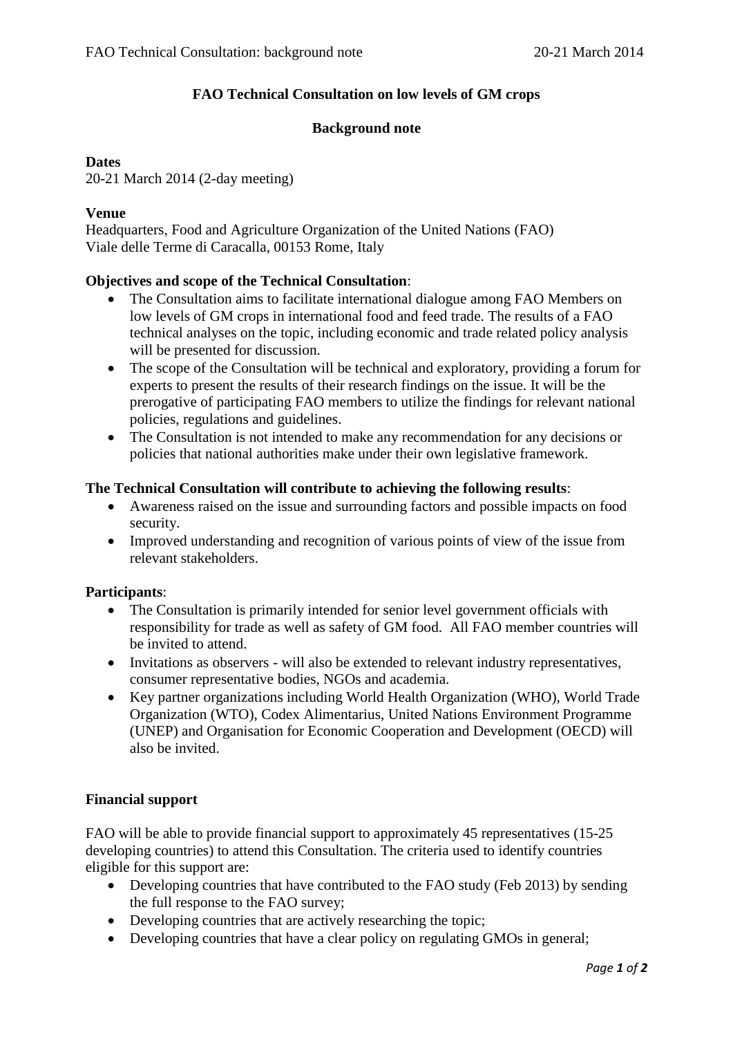**FAO Technical Consultation on low levels of GM crops**

**Background note**

**Dates**
20-21 March 2014 (2-day meeting)

**Venue**
Headquarters, Food and Agriculture Organization of the United Nations (FAO)
Viale delle Terme di Caracalla, 00153 Rome, Italy

**Objectives and scope of the Technical Consultation**:

- The Consultation aims to facilitate international dialogue among FAO Members on low levels of GM crops in international food and feed trade. The results of a FAO technical analyses on the topic, including economic and trade related policy analysis will be presented for discussion.
- The scope of the Consultation will be technical and exploratory, providing a forum for experts to present the results of their research findings on the issue. It will be the prerogative of participating FAO members to utilize the findings for relevant national policies, regulations and guidelines.
- The Consultation is not intended to make any recommendation for any decisions or policies that national authorities make under their own legislative framework.

**The Technical Consultation will contribute to achieving the following results**:

- Awareness raised on the issue and surrounding factors and possible impacts on food security.
- Improved understanding and recognition of various points of view of the issue from relevant stakeholders.

**Participants**:

- The Consultation is primarily intended for senior level government officials with responsibility for trade as well as safety of GM food. All FAO member countries will be invited to attend.
- Invitations as observers - will also be extended to relevant industry representatives, consumer representative bodies, NGOs and academia.
- Key partner organizations including World Health Organization (WHO), World Trade Organization (WTO), Codex Alimentarius, United Nations Environment Programme (UNEP) and Organisation for Economic Cooperation and Development (OECD) will also be invited.

**Financial support**

FAO will be able to provide financial support to approximately 45 representatives (15-25 developing countries) to attend this Consultation. The criteria used to identify countries eligible for this support are:

- Developing countries that have contributed to the FAO study (Feb 2013) by sending the full response to the FAO survey;
- Developing countries that are actively researching the topic;
- Developing countries that have a clear policy on regulating GMOs in general;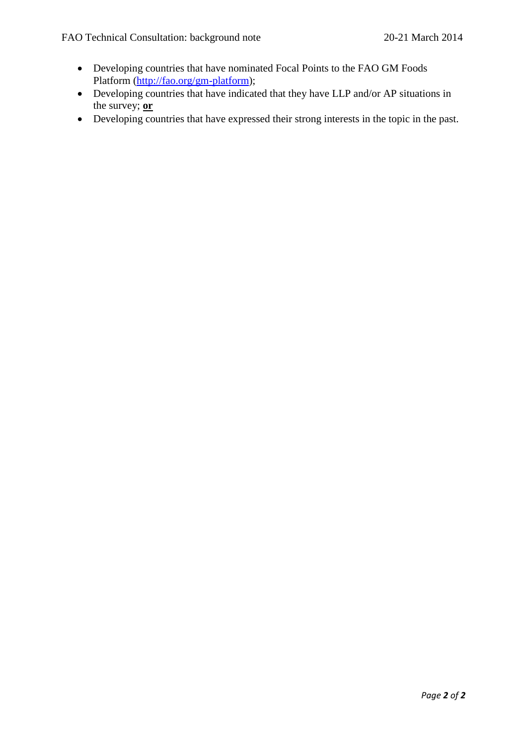- Developing countries that have nominated Focal Points to the FAO GM Foods Platform (http://fao.org/gm-platform);
- Developing countries that have indicated that they have LLP and/or AP situations in the survey; **or**
- Developing countries that have expressed their strong interests in the topic in the past.